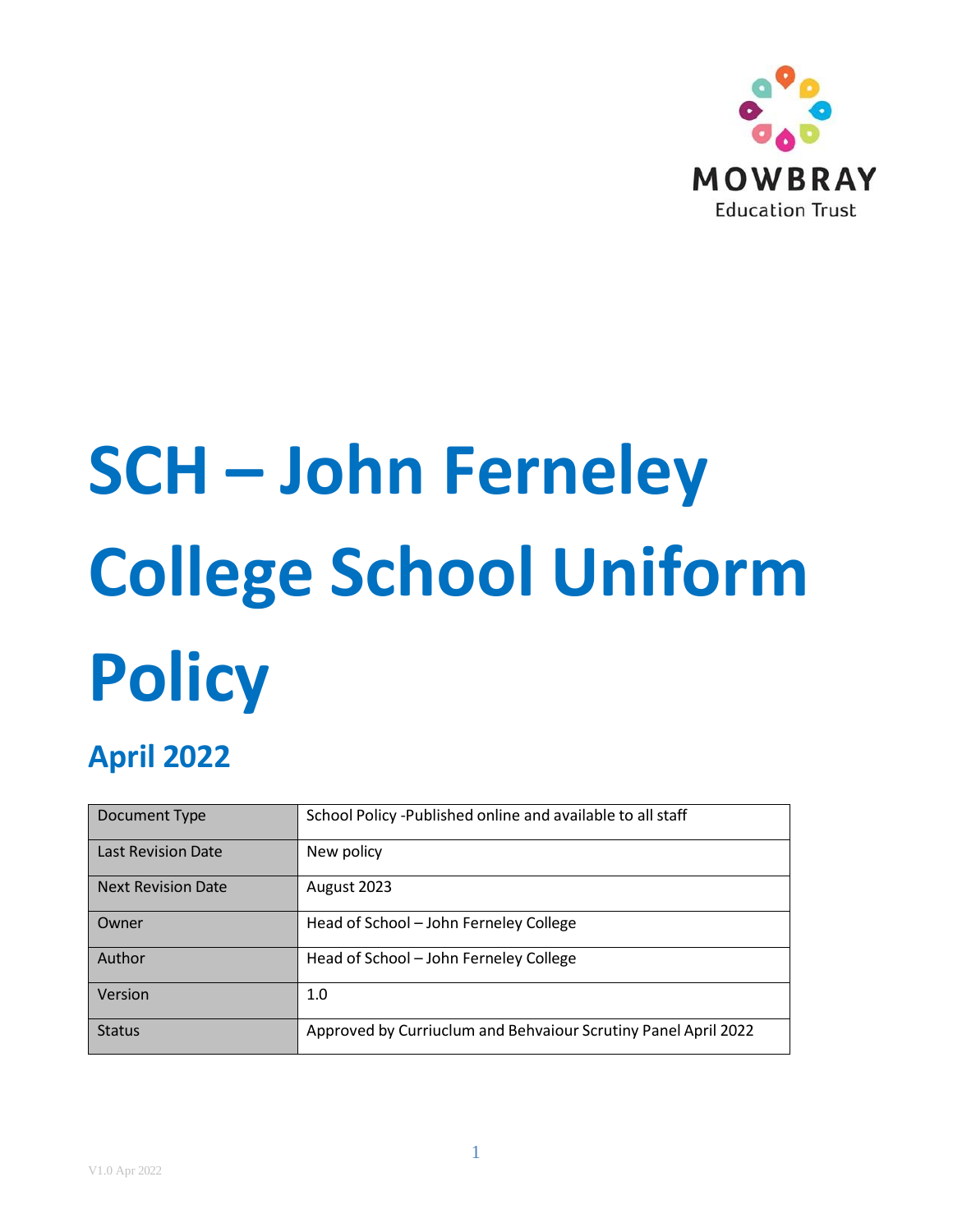MOWBRAY
Education Trust

# SCH – John Ferneley College School Uniform Policy

## April 2022

| Document Type | School Policy -Published online and available to all staff |
|---|---|
| Last Revision Date | New policy |
| Next Revision Date | August 2023 |
| Owner | Head of School – John Ferneley College |
| Author | Head of School – John Ferneley College |
| Version | 1.0 |
| Status | Approved by Curriuclum and Behvaiour Scrutiny Panel April 2022 |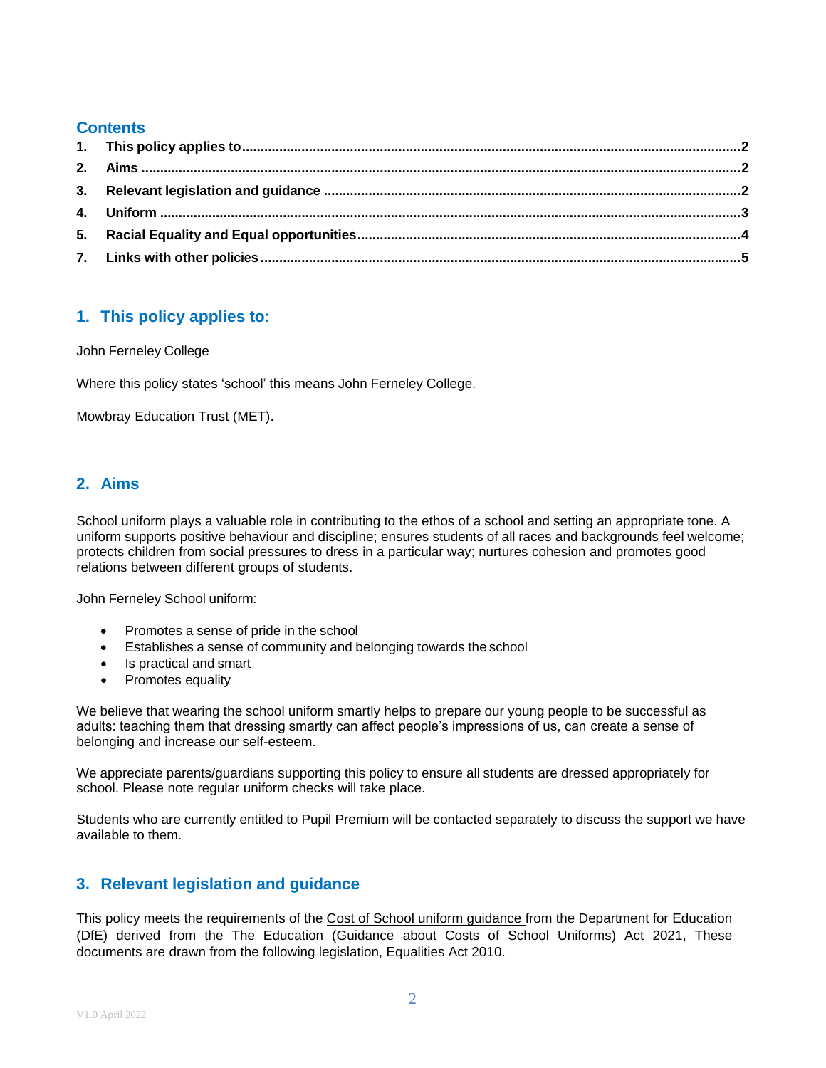## Contents

1. **This policy applies to** ..... 2
2. **Aims** ..... 2
3. **Relevant legislation and guidance** ..... 2
4. **Uniform** ..... 3
5. **Racial Equality and Equal opportunities** ..... 4
7. **Links with other policies** ..... 5

## 1. This policy applies to:

John Ferneley College

Where this policy states 'school' this means John Ferneley College.

Mowbray Education Trust (MET).

## 2. Aims

School uniform plays a valuable role in contributing to the ethos of a school and setting an appropriate tone. A uniform supports positive behaviour and discipline; ensures students of all races and backgrounds feel welcome; protects children from social pressures to dress in a particular way; nurtures cohesion and promotes good relations between different groups of students.

John Ferneley School uniform:

- Promotes a sense of pride in the school
- Establishes a sense of community and belonging towards the school
- Is practical and smart
- Promotes equality

We believe that wearing the school uniform smartly helps to prepare our young people to be successful as adults: teaching them that dressing smartly can affect people's impressions of us, can create a sense of belonging and increase our self-esteem.

We appreciate parents/guardians supporting this policy to ensure all students are dressed appropriately for school. Please note regular uniform checks will take place.

Students who are currently entitled to Pupil Premium will be contacted separately to discuss the support we have available to them.

## 3. Relevant legislation and guidance

This policy meets the requirements of the Cost of School uniform guidance from the Department for Education (DfE) derived from the The Education (Guidance about Costs of School Uniforms) Act 2021, These documents are drawn from the following legislation, Equalities Act 2010.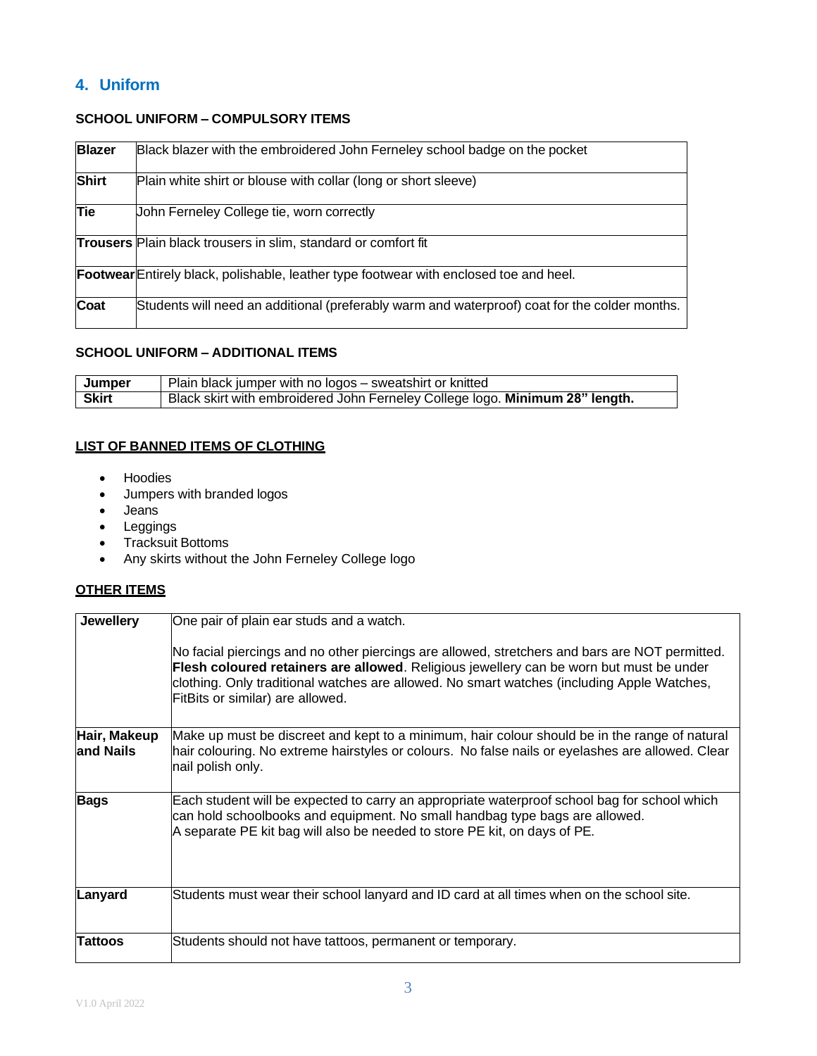## 4. Uniform

**SCHOOL UNIFORM – COMPULSORY ITEMS**

| | |
|---|---|
| **Blazer** | Black blazer with the embroidered John Ferneley school badge on the pocket |
| **Shirt** | Plain white shirt or blouse with collar (long or short sleeve) |
| **Tie** | John Ferneley College tie, worn correctly |
| **Trousers** | Plain black trousers in slim, standard or comfort fit |
| **Footwear** | Entirely black, polishable, leather type footwear with enclosed toe and heel. |
| **Coat** | Students will need an additional (preferably warm and waterproof) coat for the colder months. |

**SCHOOL UNIFORM – ADDITIONAL ITEMS**

| | |
|---|---|
| **Jumper** | Plain black jumper with no logos – sweatshirt or knitted |
| **Skirt** | Black skirt with embroidered John Ferneley College logo. **Minimum 28" length.** |

**LIST OF BANNED ITEMS OF CLOTHING**

- Hoodies
- Jumpers with branded logos
- Jeans
- Leggings
- Tracksuit Bottoms
- Any skirts without the John Ferneley College logo

**OTHER ITEMS**

| | |
|---|---|
| **Jewellery** | One pair of plain ear studs and a watch.<br><br>No facial piercings and no other piercings are allowed, stretchers and bars are NOT permitted. **Flesh coloured retainers are allowed**. Religious jewellery can be worn but must be under clothing. Only traditional watches are allowed. No smart watches (including Apple Watches, FitBits or similar) are allowed. |
| **Hair, Makeup and Nails** | Make up must be discreet and kept to a minimum, hair colour should be in the range of natural hair colouring. No extreme hairstyles or colours. No false nails or eyelashes are allowed. Clear nail polish only. |
| **Bags** | Each student will be expected to carry an appropriate waterproof school bag for school which can hold schoolbooks and equipment. No small handbag type bags are allowed.<br>A separate PE kit bag will also be needed to store PE kit, on days of PE. |
| **Lanyard** | Students must wear their school lanyard and ID card at all times when on the school site. |
| **Tattoos** | Students should not have tattoos, permanent or temporary. |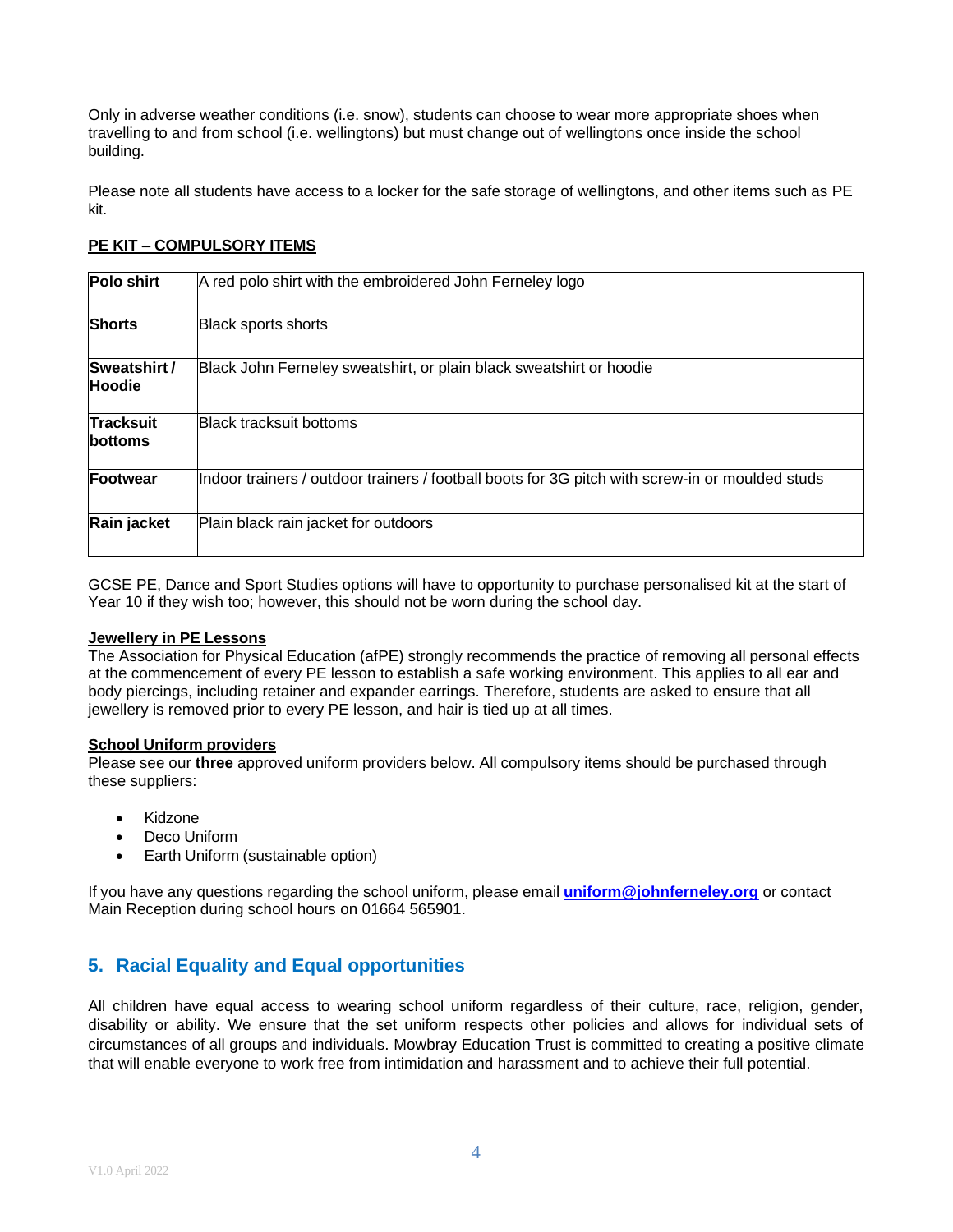Only in adverse weather conditions (i.e. snow), students can choose to wear more appropriate shoes when travelling to and from school (i.e. wellingtons) but must change out of wellingtons once inside the school building.

Please note all students have access to a locker for the safe storage of wellingtons, and other items such as PE kit.

**PE KIT – COMPULSORY ITEMS**

| | |
|---|---|
| **Polo shirt** | A red polo shirt with the embroidered John Ferneley logo |
| **Shorts** | Black sports shorts |
| **Sweatshirt / Hoodie** | Black John Ferneley sweatshirt, or plain black sweatshirt or hoodie |
| **Tracksuit bottoms** | Black tracksuit bottoms |
| **Footwear** | Indoor trainers / outdoor trainers / football boots for 3G pitch with screw-in or moulded studs |
| **Rain jacket** | Plain black rain jacket for outdoors |

GCSE PE, Dance and Sport Studies options will have to opportunity to purchase personalised kit at the start of Year 10 if they wish too; however, this should not be worn during the school day.

**Jewellery in PE Lessons**

The Association for Physical Education (afPE) strongly recommends the practice of removing all personal effects at the commencement of every PE lesson to establish a safe working environment. This applies to all ear and body piercings, including retainer and expander earrings. Therefore, students are asked to ensure that all jewellery is removed prior to every PE lesson, and hair is tied up at all times.

**School Uniform providers**

Please see our **three** approved uniform providers below. All compulsory items should be purchased through these suppliers:

- Kidzone
- Deco Uniform
- Earth Uniform (sustainable option)

If you have any questions regarding the school uniform, please email **uniform@johnferneley.org** or contact Main Reception during school hours on 01664 565901.

## 5. Racial Equality and Equal opportunities

All children have equal access to wearing school uniform regardless of their culture, race, religion, gender, disability or ability. We ensure that the set uniform respects other policies and allows for individual sets of circumstances of all groups and individuals. Mowbray Education Trust is committed to creating a positive climate that will enable everyone to work free from intimidation and harassment and to achieve their full potential.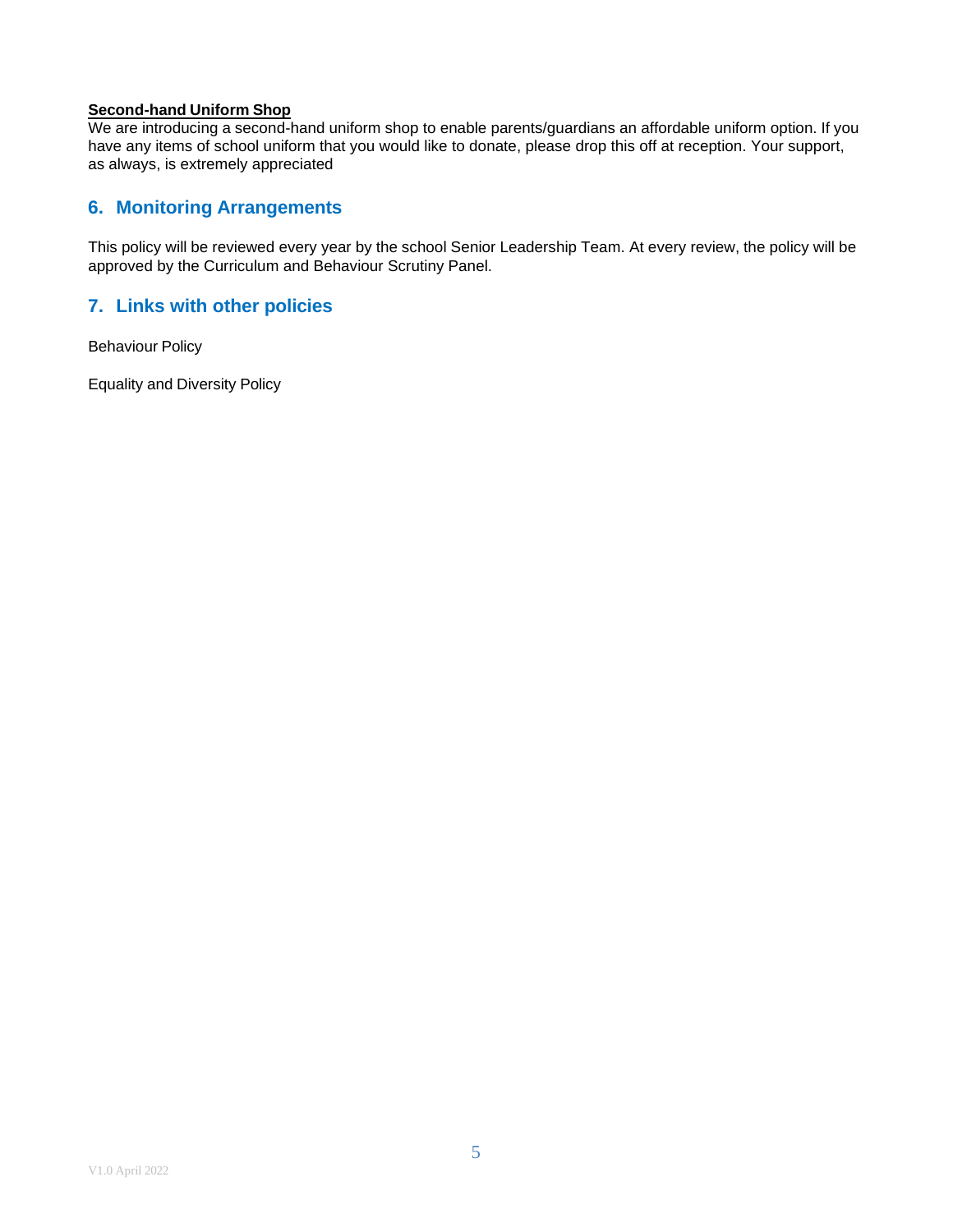**Second-hand Uniform Shop**

We are introducing a second-hand uniform shop to enable parents/guardians an affordable uniform option. If you have any items of school uniform that you would like to donate, please drop this off at reception. Your support, as always, is extremely appreciated

## 6. Monitoring Arrangements

This policy will be reviewed every year by the school Senior Leadership Team. At every review, the policy will be approved by the Curriculum and Behaviour Scrutiny Panel.

## 7. Links with other policies

Behaviour Policy

Equality and Diversity Policy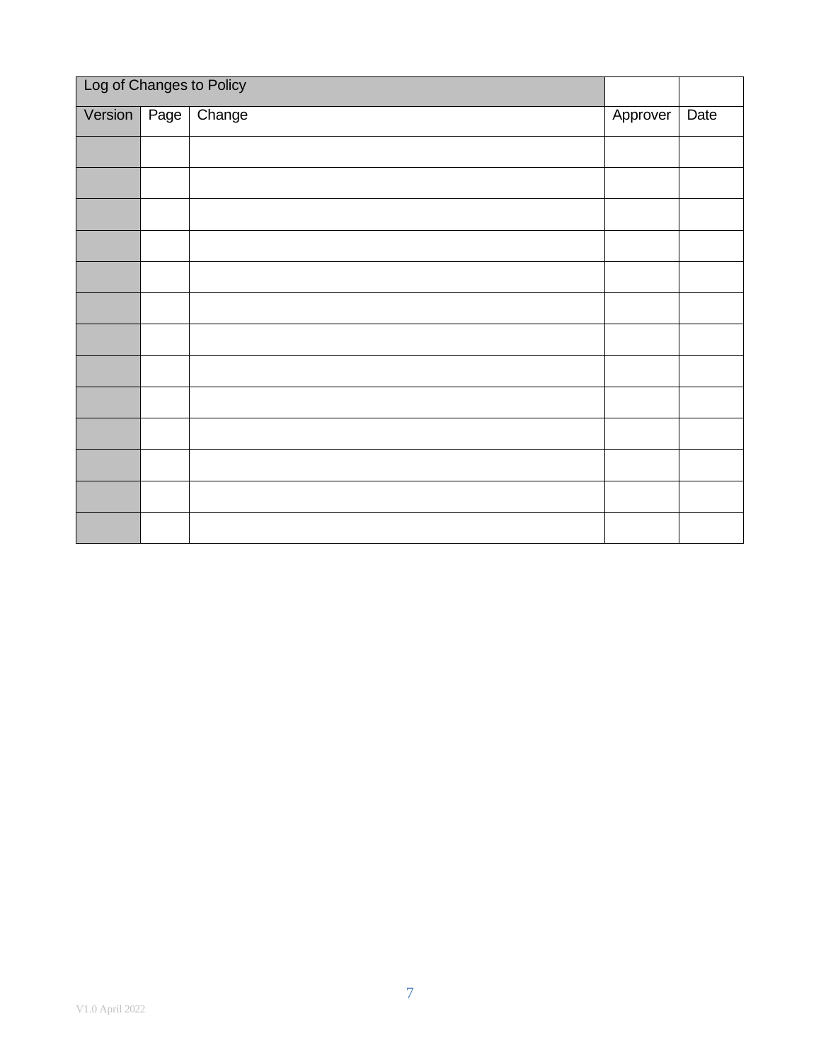| Log of Changes to Policy | | | | |
|---|---|---|---|---|
| Version | Page | Change | Approver | Date |
| | | | | |
| | | | | |
| | | | | |
| | | | | |
| | | | | |
| | | | | |
| | | | | |
| | | | | |
| | | | | |
| | | | | |
| | | | | |
| | | | | |
| | | | | |